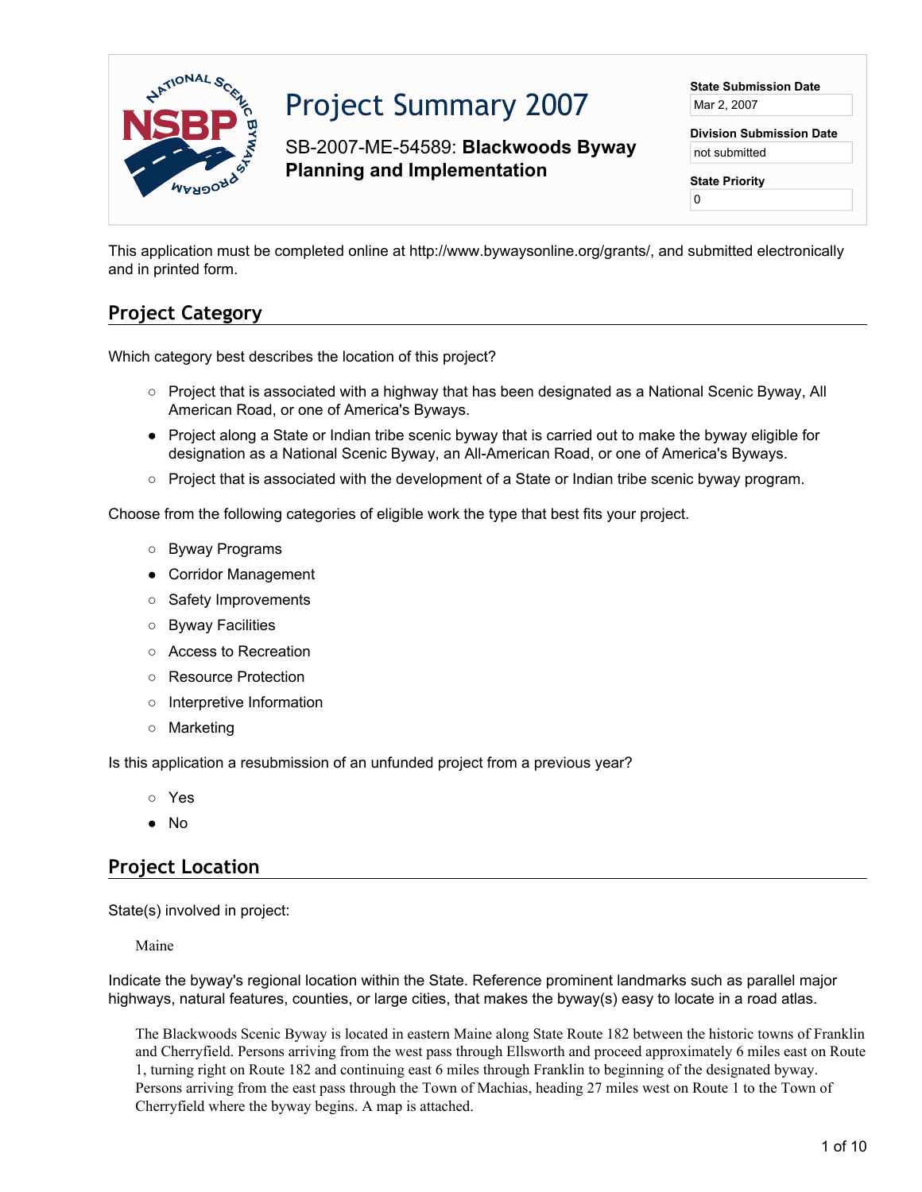# Project Summary 2007

SB-2007-ME-54589: **Blackwoods Byway Planning and Implementation**

**State Submission Date**
Mar 2, 2007

**Division Submission Date**
not submitted

**State Priority**
0

This application must be completed online at http://www.bywaysonline.org/grants/, and submitted electronically and in printed form.

## Project Category

Which category best describes the location of this project?

- ○ Project that is associated with a highway that has been designated as a National Scenic Byway, All American Road, or one of America's Byways.
- ● Project along a State or Indian tribe scenic byway that is carried out to make the byway eligible for designation as a National Scenic Byway, an All-American Road, or one of America's Byways.
- ○ Project that is associated with the development of a State or Indian tribe scenic byway program.

Choose from the following categories of eligible work the type that best fits your project.

- ○ Byway Programs
- ● Corridor Management
- ○ Safety Improvements
- ○ Byway Facilities
- ○ Access to Recreation
- ○ Resource Protection
- ○ Interpretive Information
- ○ Marketing

Is this application a resubmission of an unfunded project from a previous year?

- ○ Yes
- ● No

## Project Location

State(s) involved in project:

Maine

Indicate the byway's regional location within the State. Reference prominent landmarks such as parallel major highways, natural features, counties, or large cities, that makes the byway(s) easy to locate in a road atlas.

The Blackwoods Scenic Byway is located in eastern Maine along State Route 182 between the historic towns of Franklin and Cherryfield. Persons arriving from the west pass through Ellsworth and proceed approximately 6 miles east on Route 1, turning right on Route 182 and continuing east 6 miles through Franklin to beginning of the designated byway. Persons arriving from the east pass through the Town of Machias, heading 27 miles west on Route 1 to the Town of Cherryfield where the byway begins. A map is attached.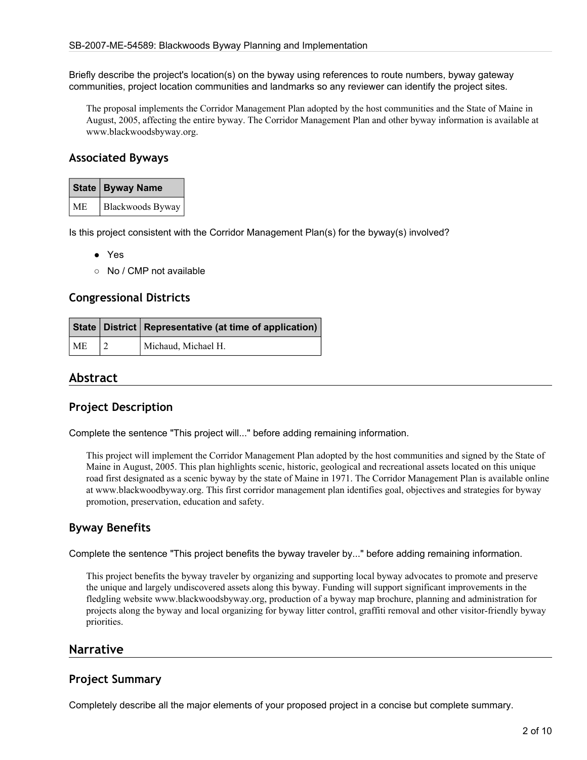Briefly describe the project's location(s) on the byway using references to route numbers, byway gateway communities, project location communities and landmarks so any reviewer can identify the project sites.

> The proposal implements the Corridor Management Plan adopted by the host communities and the State of Maine in August, 2005, affecting the entire byway. The Corridor Management Plan and other byway information is available at www.blackwoodsbyway.org.

### Associated Byways

| State | Byway Name |
| --- | --- |
| ME | Blackwoods Byway |

Is this project consistent with the Corridor Management Plan(s) for the byway(s) involved?

- ● Yes
- ○ No / CMP not available

### Congressional Districts

| State | District | Representative (at time of application) |
| --- | --- | --- |
| ME | 2 | Michaud, Michael H. |

## Abstract

### Project Description

Complete the sentence "This project will..." before adding remaining information.

> This project will implement the Corridor Management Plan adopted by the host communities and signed by the State of Maine in August, 2005. This plan highlights scenic, historic, geological and recreational assets located on this unique road first designated as a scenic byway by the state of Maine in 1971. The Corridor Management Plan is available online at www.blackwoodbyway.org. This first corridor management plan identifies goal, objectives and strategies for byway promotion, preservation, education and safety.

### Byway Benefits

Complete the sentence "This project benefits the byway traveler by..." before adding remaining information.

> This project benefits the byway traveler by organizing and supporting local byway advocates to promote and preserve the unique and largely undiscovered assets along this byway. Funding will support significant improvements in the fledgling website www.blackwoodsbyway.org, production of a byway map brochure, planning and administration for projects along the byway and local organizing for byway litter control, graffiti removal and other visitor-friendly byway priorities.

## Narrative

### Project Summary

Completely describe all the major elements of your proposed project in a concise but complete summary.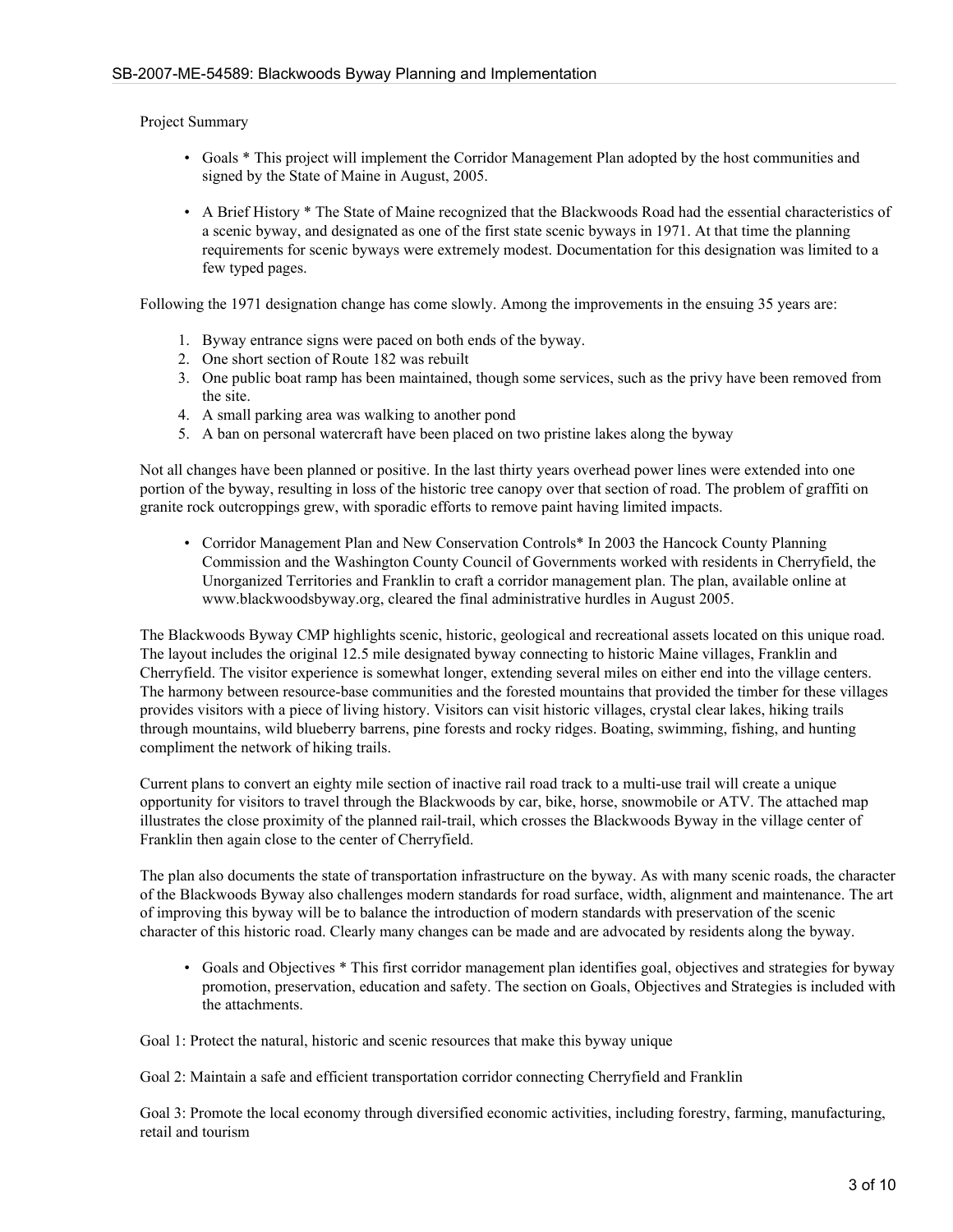Project Summary

- Goals * This project will implement the Corridor Management Plan adopted by the host communities and signed by the State of Maine in August, 2005.
- A Brief History * The State of Maine recognized that the Blackwoods Road had the essential characteristics of a scenic byway, and designated as one of the first state scenic byways in 1971. At that time the planning requirements for scenic byways were extremely modest. Documentation for this designation was limited to a few typed pages.

Following the 1971 designation change has come slowly. Among the improvements in the ensuing 35 years are:

1. Byway entrance signs were paced on both ends of the byway.
2. One short section of Route 182 was rebuilt
3. One public boat ramp has been maintained, though some services, such as the privy have been removed from the site.
4. A small parking area was walking to another pond
5. A ban on personal watercraft have been placed on two pristine lakes along the byway

Not all changes have been planned or positive. In the last thirty years overhead power lines were extended into one portion of the byway, resulting in loss of the historic tree canopy over that section of road. The problem of graffiti on granite rock outcroppings grew, with sporadic efforts to remove paint having limited impacts.

- Corridor Management Plan and New Conservation Controls* In 2003 the Hancock County Planning Commission and the Washington County Council of Governments worked with residents in Cherryfield, the Unorganized Territories and Franklin to craft a corridor management plan. The plan, available online at www.blackwoodsbyway.org, cleared the final administrative hurdles in August 2005.

The Blackwoods Byway CMP highlights scenic, historic, geological and recreational assets located on this unique road. The layout includes the original 12.5 mile designated byway connecting to historic Maine villages, Franklin and Cherryfield. The visitor experience is somewhat longer, extending several miles on either end into the village centers. The harmony between resource-base communities and the forested mountains that provided the timber for these villages provides visitors with a piece of living history. Visitors can visit historic villages, crystal clear lakes, hiking trails through mountains, wild blueberry barrens, pine forests and rocky ridges. Boating, swimming, fishing, and hunting compliment the network of hiking trails.

Current plans to convert an eighty mile section of inactive rail road track to a multi-use trail will create a unique opportunity for visitors to travel through the Blackwoods by car, bike, horse, snowmobile or ATV. The attached map illustrates the close proximity of the planned rail-trail, which crosses the Blackwoods Byway in the village center of Franklin then again close to the center of Cherryfield.

The plan also documents the state of transportation infrastructure on the byway. As with many scenic roads, the character of the Blackwoods Byway also challenges modern standards for road surface, width, alignment and maintenance. The art of improving this byway will be to balance the introduction of modern standards with preservation of the scenic character of this historic road. Clearly many changes can be made and are advocated by residents along the byway.

- Goals and Objectives * This first corridor management plan identifies goal, objectives and strategies for byway promotion, preservation, education and safety. The section on Goals, Objectives and Strategies is included with the attachments.

Goal 1: Protect the natural, historic and scenic resources that make this byway unique

Goal 2: Maintain a safe and efficient transportation corridor connecting Cherryfield and Franklin

Goal 3: Promote the local economy through diversified economic activities, including forestry, farming, manufacturing, retail and tourism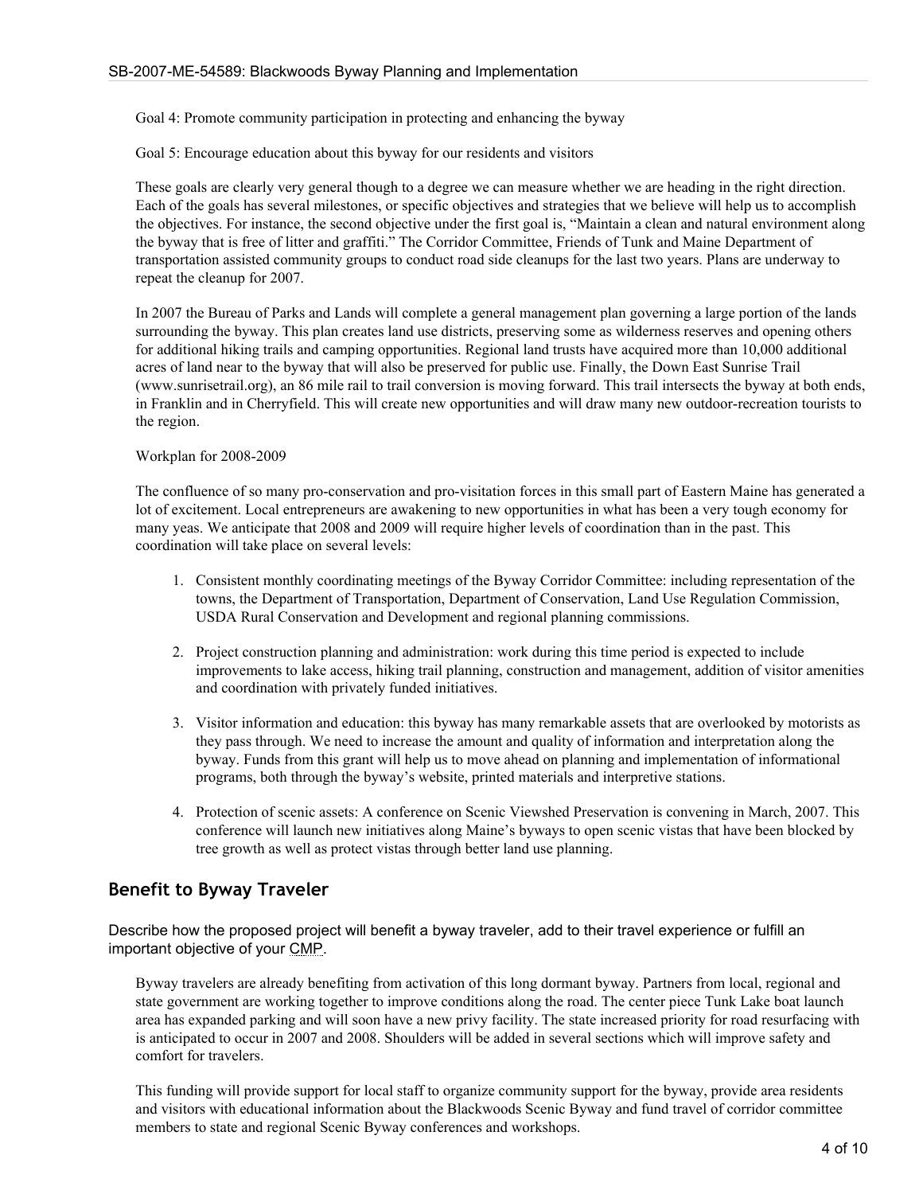Goal 4: Promote community participation in protecting and enhancing the byway

Goal 5: Encourage education about this byway for our residents and visitors

These goals are clearly very general though to a degree we can measure whether we are heading in the right direction. Each of the goals has several milestones, or specific objectives and strategies that we believe will help us to accomplish the objectives. For instance, the second objective under the first goal is, "Maintain a clean and natural environment along the byway that is free of litter and graffiti." The Corridor Committee, Friends of Tunk and Maine Department of transportation assisted community groups to conduct road side cleanups for the last two years. Plans are underway to repeat the cleanup for 2007.

In 2007 the Bureau of Parks and Lands will complete a general management plan governing a large portion of the lands surrounding the byway. This plan creates land use districts, preserving some as wilderness reserves and opening others for additional hiking trails and camping opportunities. Regional land trusts have acquired more than 10,000 additional acres of land near to the byway that will also be preserved for public use. Finally, the Down East Sunrise Trail (www.sunrisetrail.org), an 86 mile rail to trail conversion is moving forward. This trail intersects the byway at both ends, in Franklin and in Cherryfield. This will create new opportunities and will draw many new outdoor-recreation tourists to the region.

Workplan for 2008-2009

The confluence of so many pro-conservation and pro-visitation forces in this small part of Eastern Maine has generated a lot of excitement. Local entrepreneurs are awakening to new opportunities in what has been a very tough economy for many yeas. We anticipate that 2008 and 2009 will require higher levels of coordination than in the past. This coordination will take place on several levels:

1. Consistent monthly coordinating meetings of the Byway Corridor Committee: including representation of the towns, the Department of Transportation, Department of Conservation, Land Use Regulation Commission, USDA Rural Conservation and Development and regional planning commissions.

2. Project construction planning and administration: work during this time period is expected to include improvements to lake access, hiking trail planning, construction and management, addition of visitor amenities and coordination with privately funded initiatives.

3. Visitor information and education: this byway has many remarkable assets that are overlooked by motorists as they pass through. We need to increase the amount and quality of information and interpretation along the byway. Funds from this grant will help us to move ahead on planning and implementation of informational programs, both through the byway's website, printed materials and interpretive stations.

4. Protection of scenic assets: A conference on Scenic Viewshed Preservation is convening in March, 2007. This conference will launch new initiatives along Maine's byways to open scenic vistas that have been blocked by tree growth as well as protect vistas through better land use planning.

## Benefit to Byway Traveler

Describe how the proposed project will benefit a byway traveler, add to their travel experience or fulfill an important objective of your CMP.

Byway travelers are already benefiting from activation of this long dormant byway. Partners from local, regional and state government are working together to improve conditions along the road. The center piece Tunk Lake boat launch area has expanded parking and will soon have a new privy facility. The state increased priority for road resurfacing with is anticipated to occur in 2007 and 2008. Shoulders will be added in several sections which will improve safety and comfort for travelers.

This funding will provide support for local staff to organize community support for the byway, provide area residents and visitors with educational information about the Blackwoods Scenic Byway and fund travel of corridor committee members to state and regional Scenic Byway conferences and workshops.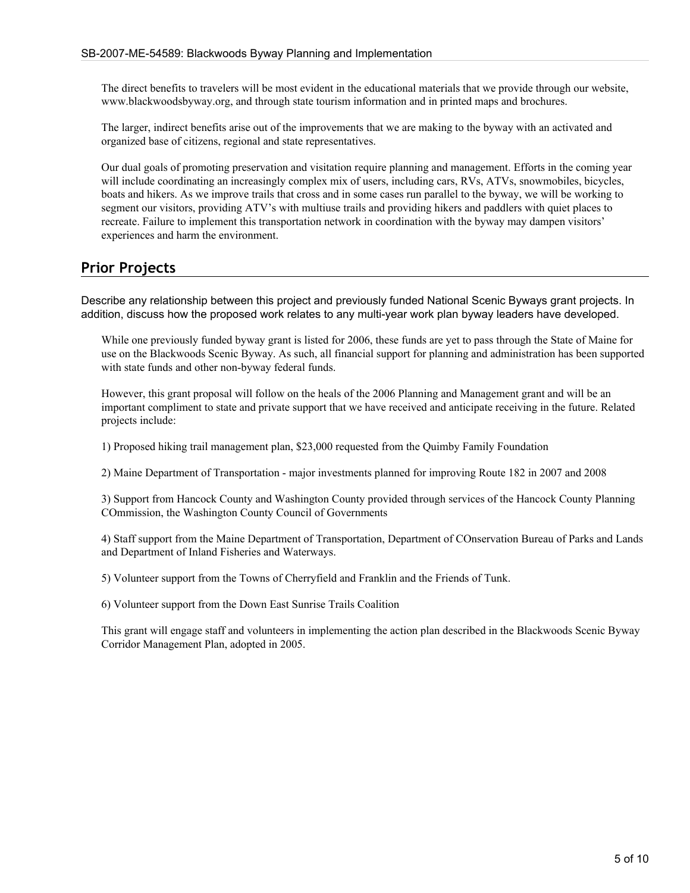The direct benefits to travelers will be most evident in the educational materials that we provide through our website, www.blackwoodsbyway.org, and through state tourism information and in printed maps and brochures.

The larger, indirect benefits arise out of the improvements that we are making to the byway with an activated and organized base of citizens, regional and state representatives.

Our dual goals of promoting preservation and visitation require planning and management. Efforts in the coming year will include coordinating an increasingly complex mix of users, including cars, RVs, ATVs, snowmobiles, bicycles, boats and hikers. As we improve trails that cross and in some cases run parallel to the byway, we will be working to segment our visitors, providing ATV's with multiuse trails and providing hikers and paddlers with quiet places to recreate. Failure to implement this transportation network in coordination with the byway may dampen visitors' experiences and harm the environment.

## Prior Projects

Describe any relationship between this project and previously funded National Scenic Byways grant projects. In addition, discuss how the proposed work relates to any multi-year work plan byway leaders have developed.

While one previously funded byway grant is listed for 2006, these funds are yet to pass through the State of Maine for use on the Blackwoods Scenic Byway. As such, all financial support for planning and administration has been supported with state funds and other non-byway federal funds.

However, this grant proposal will follow on the heals of the 2006 Planning and Management grant and will be an important compliment to state and private support that we have received and anticipate receiving in the future. Related projects include:

1) Proposed hiking trail management plan, $23,000 requested from the Quimby Family Foundation

2) Maine Department of Transportation - major investments planned for improving Route 182 in 2007 and 2008

3) Support from Hancock County and Washington County provided through services of the Hancock County Planning COmmission, the Washington County Council of Governments

4) Staff support from the Maine Department of Transportation, Department of COnservation Bureau of Parks and Lands and Department of Inland Fisheries and Waterways.

5) Volunteer support from the Towns of Cherryfield and Franklin and the Friends of Tunk.

6) Volunteer support from the Down East Sunrise Trails Coalition

This grant will engage staff and volunteers in implementing the action plan described in the Blackwoods Scenic Byway Corridor Management Plan, adopted in 2005.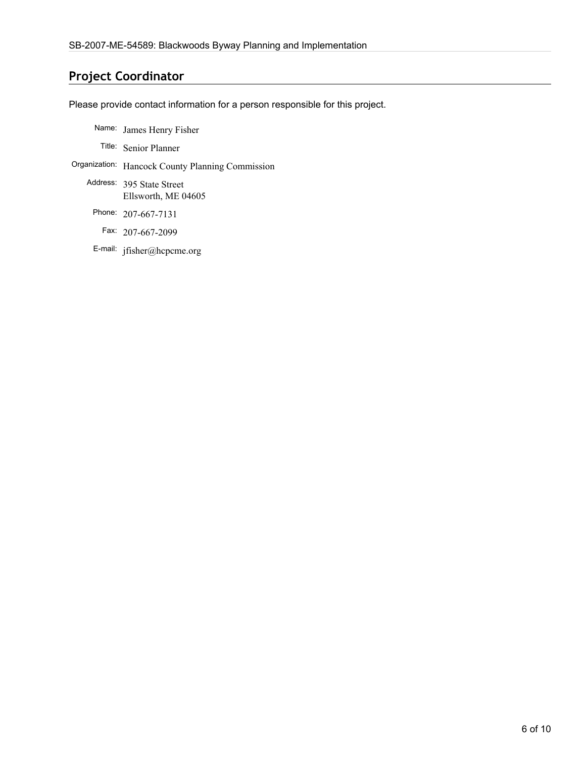## Project Coordinator

Please provide contact information for a person responsible for this project.

Name: James Henry Fisher

Title: Senior Planner

Organization: Hancock County Planning Commission

Address: 395 State Street
Ellsworth, ME 04605

Phone: 207-667-7131

Fax: 207-667-2099

E-mail: jfisher@hcpcme.org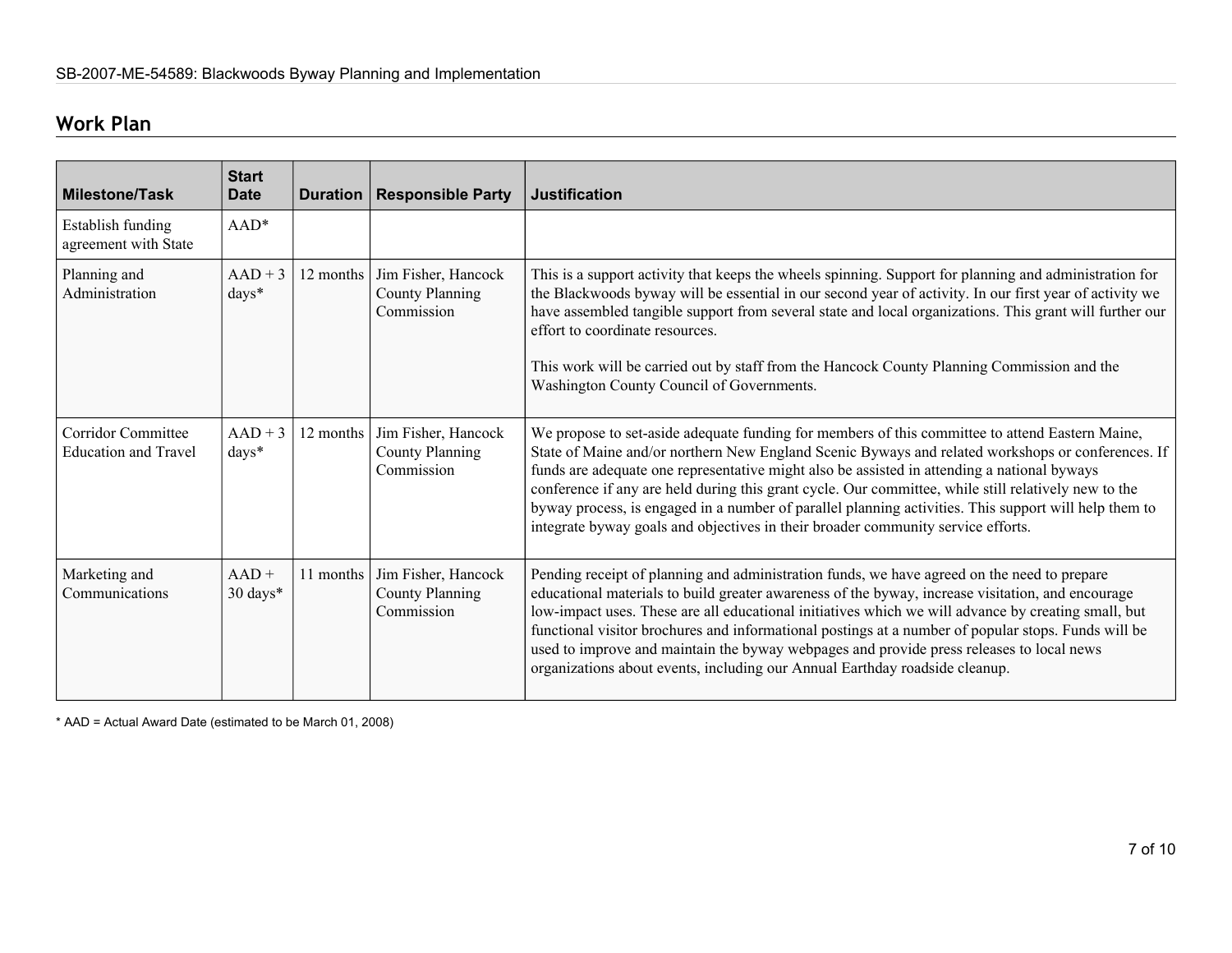## Work Plan

| Milestone/Task | Start Date | Duration | Responsible Party | Justification |
|---|---|---|---|---|
| Establish funding agreement with State | AAD* | | | |
| Planning and Administration | AAD + 3 days* | 12 months | Jim Fisher, Hancock County Planning Commission | This is a support activity that keeps the wheels spinning. Support for planning and administration for the Blackwoods byway will be essential in our second year of activity. In our first year of activity we have assembled tangible support from several state and local organizations. This grant will further our effort to coordinate resources.<br><br>This work will be carried out by staff from the Hancock County Planning Commission and the Washington County Council of Governments. |
| Corridor Committee Education and Travel | AAD + 3 days* | 12 months | Jim Fisher, Hancock County Planning Commission | We propose to set-aside adequate funding for members of this committee to attend Eastern Maine, State of Maine and/or northern New England Scenic Byways and related workshops or conferences. If funds are adequate one representative might also be assisted in attending a national byways conference if any are held during this grant cycle. Our committee, while still relatively new to the byway process, is engaged in a number of parallel planning activities. This support will help them to integrate byway goals and objectives in their broader community service efforts. |
| Marketing and Communications | AAD + 30 days* | 11 months | Jim Fisher, Hancock County Planning Commission | Pending receipt of planning and administration funds, we have agreed on the need to prepare educational materials to build greater awareness of the byway, increase visitation, and encourage low-impact uses. These are all educational initiatives which we will advance by creating small, but functional visitor brochures and informational postings at a number of popular stops. Funds will be used to improve and maintain the byway webpages and provide press releases to local news organizations about events, including our Annual Earthday roadside cleanup. |

* AAD = Actual Award Date (estimated to be March 01, 2008)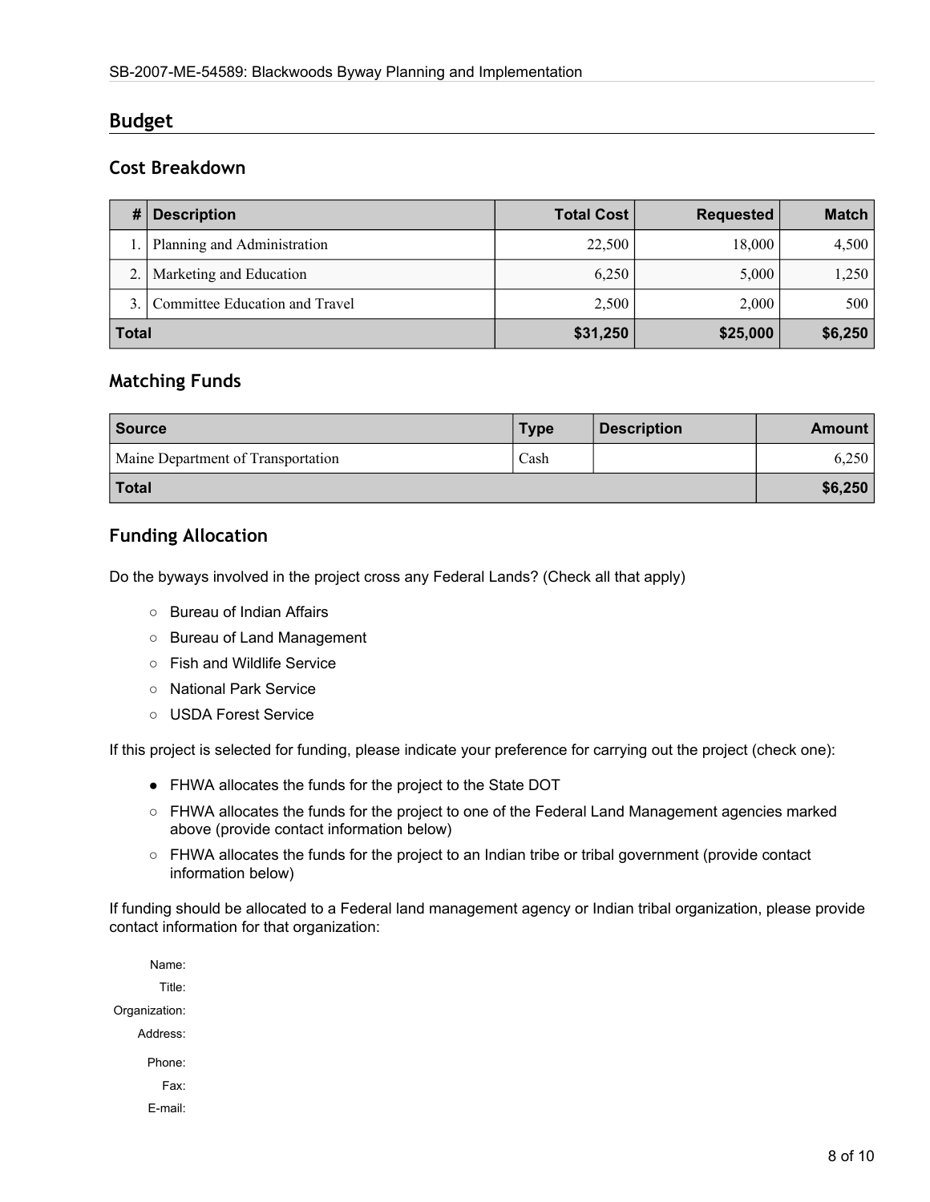## Budget

### Cost Breakdown

| # | Description | Total Cost | Requested | Match |
|---|---|---|---|---|
| 1. | Planning and Administration | 22,500 | 18,000 | 4,500 |
| 2. | Marketing and Education | 6,250 | 5,000 | 1,250 |
| 3. | Committee Education and Travel | 2,500 | 2,000 | 500 |
| **Total** | | **$31,250** | **$25,000** | **$6,250** |

### Matching Funds

| Source | Type | Description | Amount |
|---|---|---|---|
| Maine Department of Transportation | Cash | | 6,250 |
| **Total** | | | **$6,250** |

### Funding Allocation

Do the byways involved in the project cross any Federal Lands? (Check all that apply)

- ○ Bureau of Indian Affairs
- ○ Bureau of Land Management
- ○ Fish and Wildlife Service
- ○ National Park Service
- ○ USDA Forest Service

If this project is selected for funding, please indicate your preference for carrying out the project (check one):

- ● FHWA allocates the funds for the project to the State DOT
- ○ FHWA allocates the funds for the project to one of the Federal Land Management agencies marked above (provide contact information below)
- ○ FHWA allocates the funds for the project to an Indian tribe or tribal government (provide contact information below)

If funding should be allocated to a Federal land management agency or Indian tribal organization, please provide contact information for that organization:

Name:
Title:
Organization:
Address:
Phone:
Fax:
E-mail: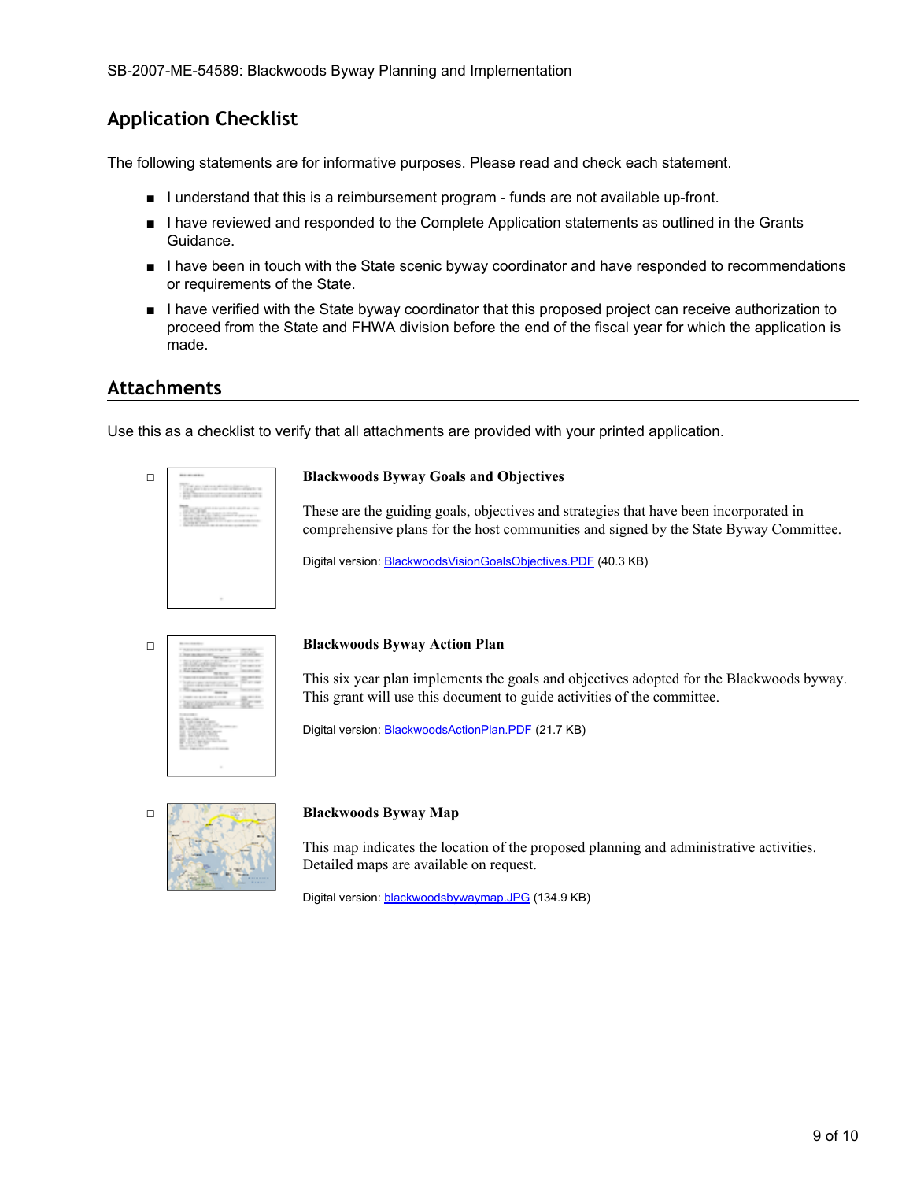## Application Checklist

The following statements are for informative purposes. Please read and check each statement.

- I understand that this is a reimbursement program - funds are not available up-front.
- I have reviewed and responded to the Complete Application statements as outlined in the Grants Guidance.
- I have been in touch with the State scenic byway coordinator and have responded to recommendations or requirements of the State.
- I have verified with the State byway coordinator that this proposed project can receive authorization to proceed from the State and FHWA division before the end of the fiscal year for which the application is made.

## Attachments

Use this as a checklist to verify that all attachments are provided with your printed application.

☐ **Blackwoods Byway Goals and Objectives**

These are the guiding goals, objectives and strategies that have been incorporated in comprehensive plans for the host communities and signed by the State Byway Committee.

Digital version: BlackwoodsVisionGoalsObjectives.PDF (40.3 KB)

☐ **Blackwoods Byway Action Plan**

This six year plan implements the goals and objectives adopted for the Blackwoods byway. This grant will use this document to guide activities of the committee.

Digital version: BlackwoodsActionPlan.PDF (21.7 KB)

☐ **Blackwoods Byway Map**

This map indicates the location of the proposed planning and administrative activities. Detailed maps are available on request.

Digital version: blackwoodsbywaymap.JPG (134.9 KB)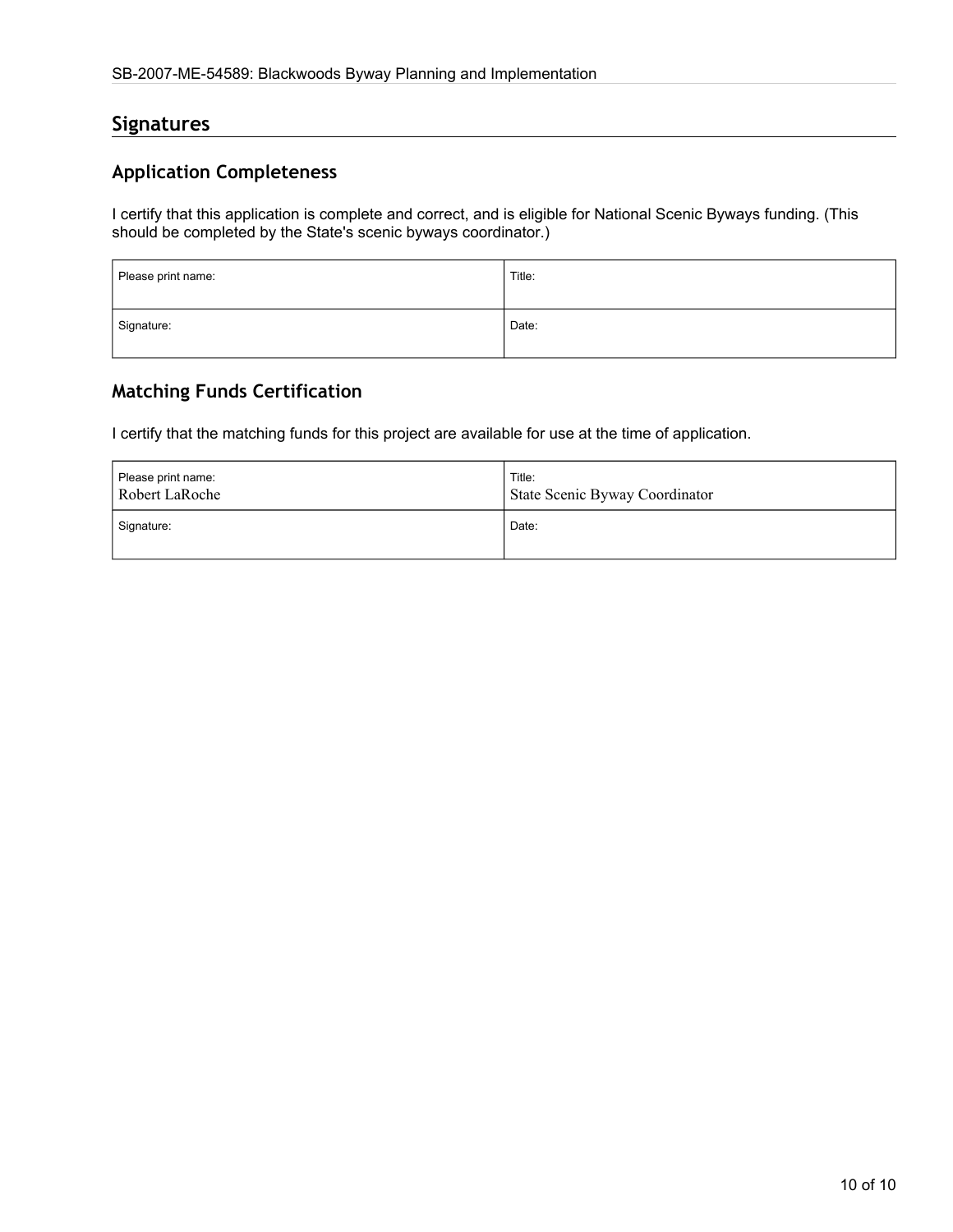## Signatures

### Application Completeness

I certify that this application is complete and correct, and is eligible for National Scenic Byways funding. (This should be completed by the State's scenic byways coordinator.)

| | |
|---|---|
| Please print name: | Title: |
| Signature: | Date: |

### Matching Funds Certification

I certify that the matching funds for this project are available for use at the time of application.

| | |
|---|---|
| Please print name: Robert LaRoche | Title: State Scenic Byway Coordinator |
| Signature: | Date: |